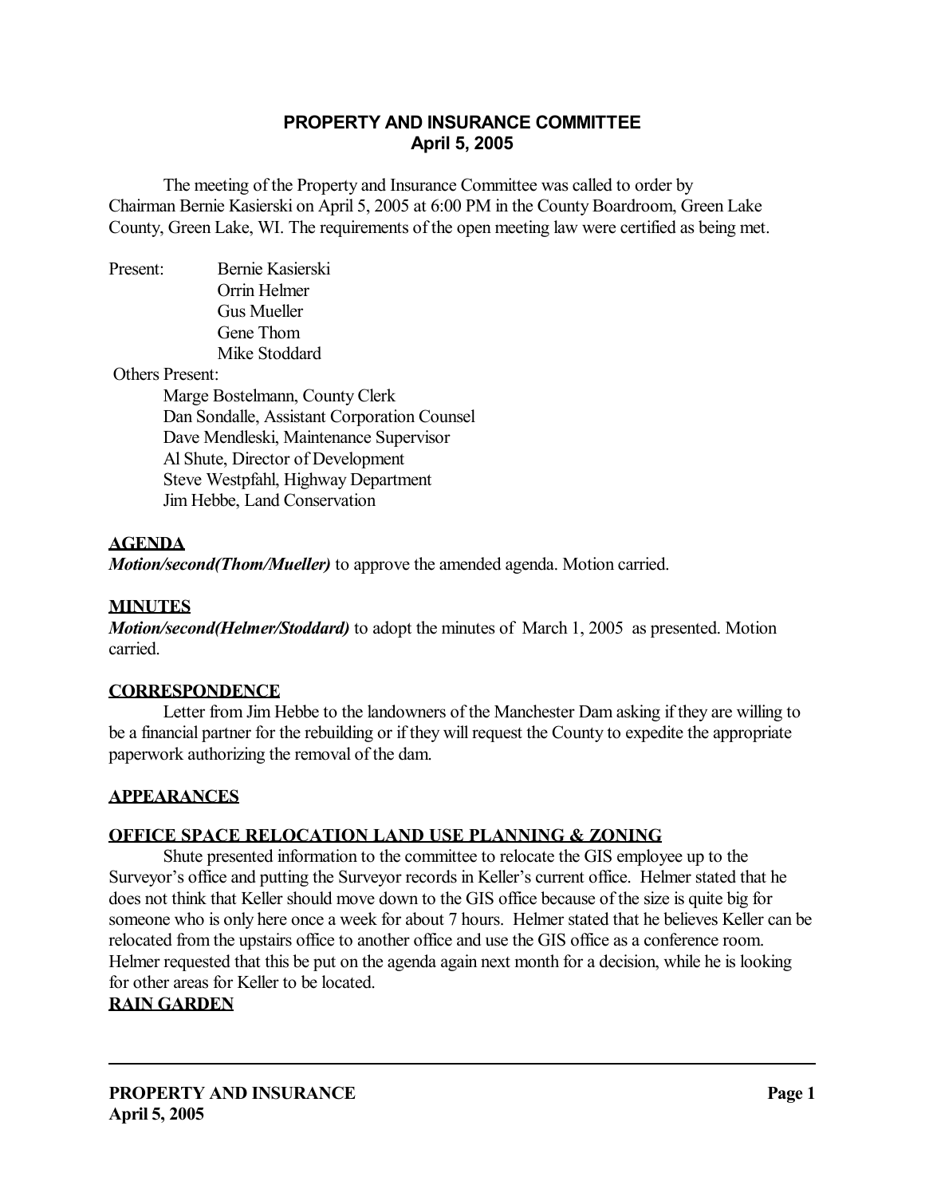# PROPERTY AND INSURANCE COMMITTEE
## April 5, 2005

The meeting of the Property and Insurance Committee was called to order by Chairman Bernie Kasierski on April 5, 2005 at 6:00 PM in the County Boardroom, Green Lake County, Green Lake, WI. The requirements of the open meeting law were certified as being met.

Present:
- Bernie Kasierski
- Orrin Helmer
- Gus Mueller
- Gene Thom
- Mike Stoddard

Others Present:
- Marge Bostelmann, County Clerk
- Dan Sondalle, Assistant Corporation Counsel
- Dave Mendleski, Maintenance Supervisor
- Al Shute, Director of Development
- Steve Westpfahl, Highway Department
- Jim Hebbe, Land Conservation

**AGENDA**

***Motion/second(Thom/Mueller)*** to approve the amended agenda. Motion carried.

**MINUTES**

***Motion/second(Helmer/Stoddard)*** to adopt the minutes of March 1, 2005 as presented. Motion carried.

**CORRESPONDENCE**

Letter from Jim Hebbe to the landowners of the Manchester Dam asking if they are willing to be a financial partner for the rebuilding or if they will request the County to expedite the appropriate paperwork authorizing the removal of the dam.

**APPEARANCES**

**OFFICE SPACE RELOCATION LAND USE PLANNING & ZONING**

Shute presented information to the committee to relocate the GIS employee up to the Surveyor's office and putting the Surveyor records in Keller's current office. Helmer stated that he does not think that Keller should move down to the GIS office because of the size is quite big for someone who is only here once a week for about 7 hours. Helmer stated that he believes Keller can be relocated from the upstairs office to another office and use the GIS office as a conference room. Helmer requested that this be put on the agenda again next month for a decision, while he is looking for other areas for Keller to be located.

**RAIN GARDEN**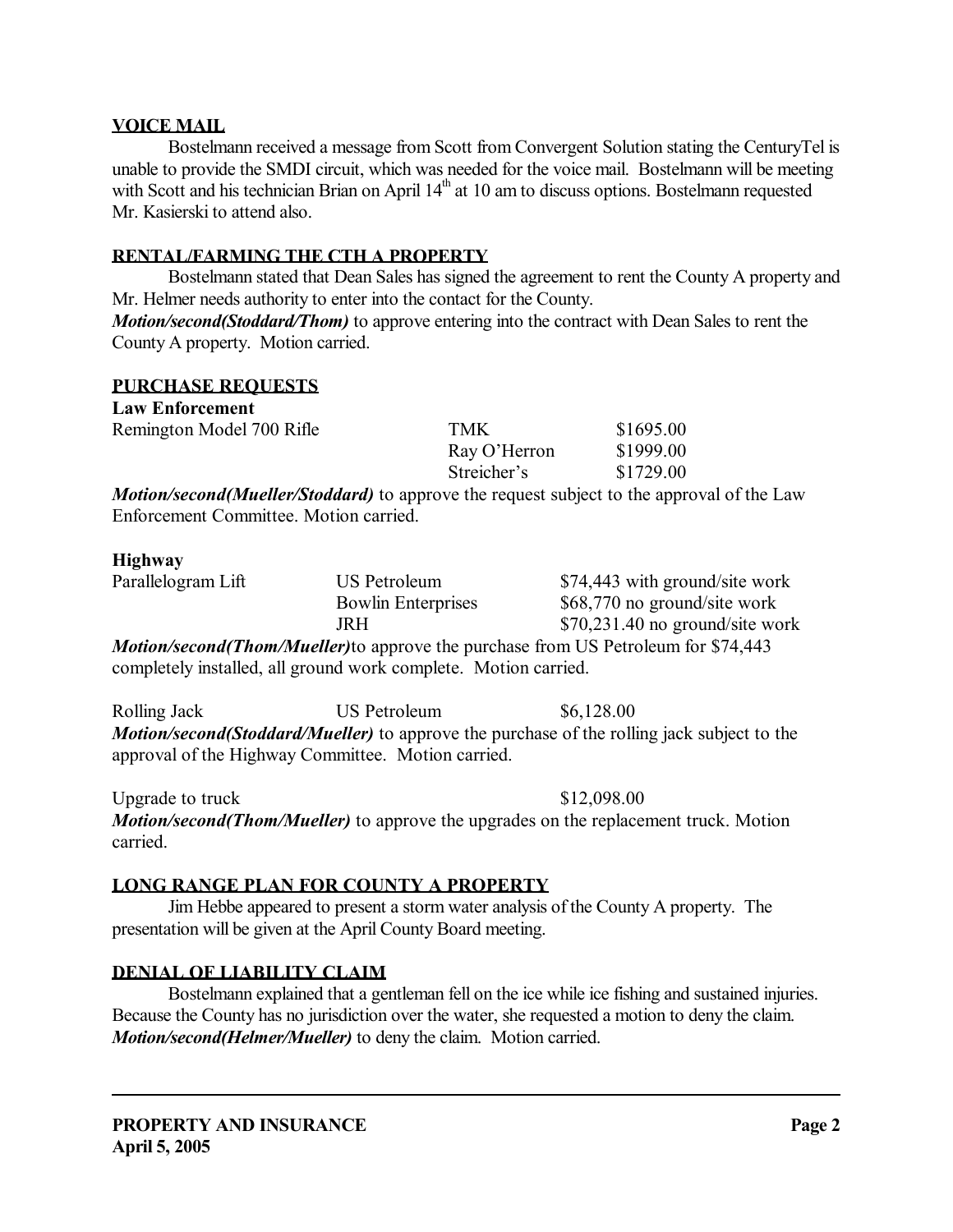## VOICE MAIL

Bostelmann received a message from Scott from Convergent Solution stating the CenturyTel is unable to provide the SMDI circuit, which was needed for the voice mail. Bostelmann will be meeting with Scott and his technician Brian on April 14th at 10 am to discuss options. Bostelmann requested Mr. Kasierski to attend also.

## RENTAL/FARMING THE CTH A PROPERTY

Bostelmann stated that Dean Sales has signed the agreement to rent the County A property and Mr. Helmer needs authority to enter into the contact for the County.

***Motion/second(Stoddard/Thom)*** to approve entering into the contract with Dean Sales to rent the County A property. Motion carried.

## PURCHASE REQUESTS

**Law Enforcement**

| | | |
|---|---|---|
| Remington Model 700 Rifle | TMK | $1695.00 |
| | Ray O'Herron | $1999.00 |
| | Streicher's | $1729.00 |

***Motion/second(Mueller/Stoddard)*** to approve the request subject to the approval of the Law Enforcement Committee. Motion carried.

**Highway**

| | | |
|---|---|---|
| Parallelogram Lift | US Petroleum | $74,443 with ground/site work |
| | Bowlin Enterprises | $68,770 no ground/site work |
| | JRH | $70,231.40 no ground/site work |

***Motion/second(Thom/Mueller)***to approve the purchase from US Petroleum for $74,443 completely installed, all ground work complete. Motion carried.

Rolling Jack US Petroleum $6,128.00

***Motion/second(Stoddard/Mueller)*** to approve the purchase of the rolling jack subject to the approval of the Highway Committee. Motion carried.

Upgrade to truck $12,098.00

***Motion/second(Thom/Mueller)*** to approve the upgrades on the replacement truck. Motion carried.

## LONG RANGE PLAN FOR COUNTY A PROPERTY

Jim Hebbe appeared to present a storm water analysis of the County A property. The presentation will be given at the April County Board meeting.

## DENIAL OF LIABILITY CLAIM

Bostelmann explained that a gentleman fell on the ice while ice fishing and sustained injuries. Because the County has no jurisdiction over the water, she requested a motion to deny the claim.

***Motion/second(Helmer/Mueller)*** to deny the claim. Motion carried.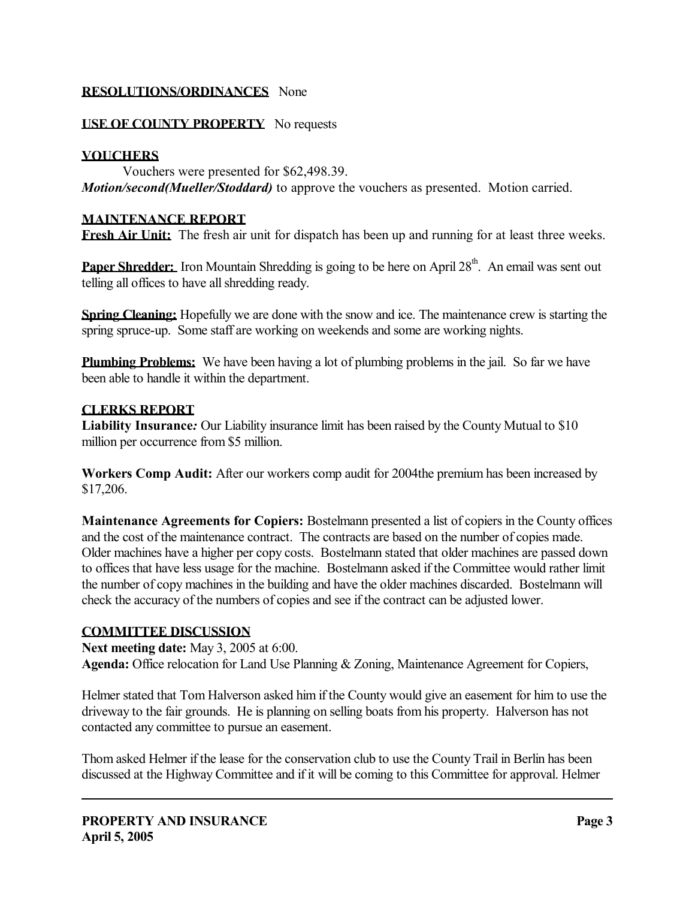**RESOLUTIONS/ORDINANCES** None

**USE OF COUNTY PROPERTY** No requests

**VOUCHERS**

Vouchers were presented for $62,498.39.

***Motion/second(Mueller/Stoddard)*** to approve the vouchers as presented. Motion carried.

**MAINTENANCE REPORT**

**Fresh Air Unit:** The fresh air unit for dispatch has been up and running for at least three weeks.

**Paper Shredder:** Iron Mountain Shredding is going to be here on April 28th. An email was sent out telling all offices to have all shredding ready.

**Spring Cleaning:** Hopefully we are done with the snow and ice. The maintenance crew is starting the spring spruce-up. Some staff are working on weekends and some are working nights.

**Plumbing Problems:** We have been having a lot of plumbing problems in the jail. So far we have been able to handle it within the department.

**CLERKS REPORT**

**Liability Insurance***:* Our Liability insurance limit has been raised by the County Mutual to $10 million per occurrence from $5 million.

**Workers Comp Audit:** After our workers comp audit for 2004the premium has been increased by $17,206.

**Maintenance Agreements for Copiers:** Bostelmann presented a list of copiers in the County offices and the cost of the maintenance contract. The contracts are based on the number of copies made. Older machines have a higher per copy costs. Bostelmann stated that older machines are passed down to offices that have less usage for the machine. Bostelmann asked if the Committee would rather limit the number of copy machines in the building and have the older machines discarded. Bostelmann will check the accuracy of the numbers of copies and see if the contract can be adjusted lower.

**COMMITTEE DISCUSSION**

**Next meeting date:** May 3, 2005 at 6:00.

**Agenda:** Office relocation for Land Use Planning & Zoning, Maintenance Agreement for Copiers,

Helmer stated that Tom Halverson asked him if the County would give an easement for him to use the driveway to the fair grounds. He is planning on selling boats from his property. Halverson has not contacted any committee to pursue an easement.

Thom asked Helmer if the lease for the conservation club to use the County Trail in Berlin has been discussed at the Highway Committee and if it will be coming to this Committee for approval. Helmer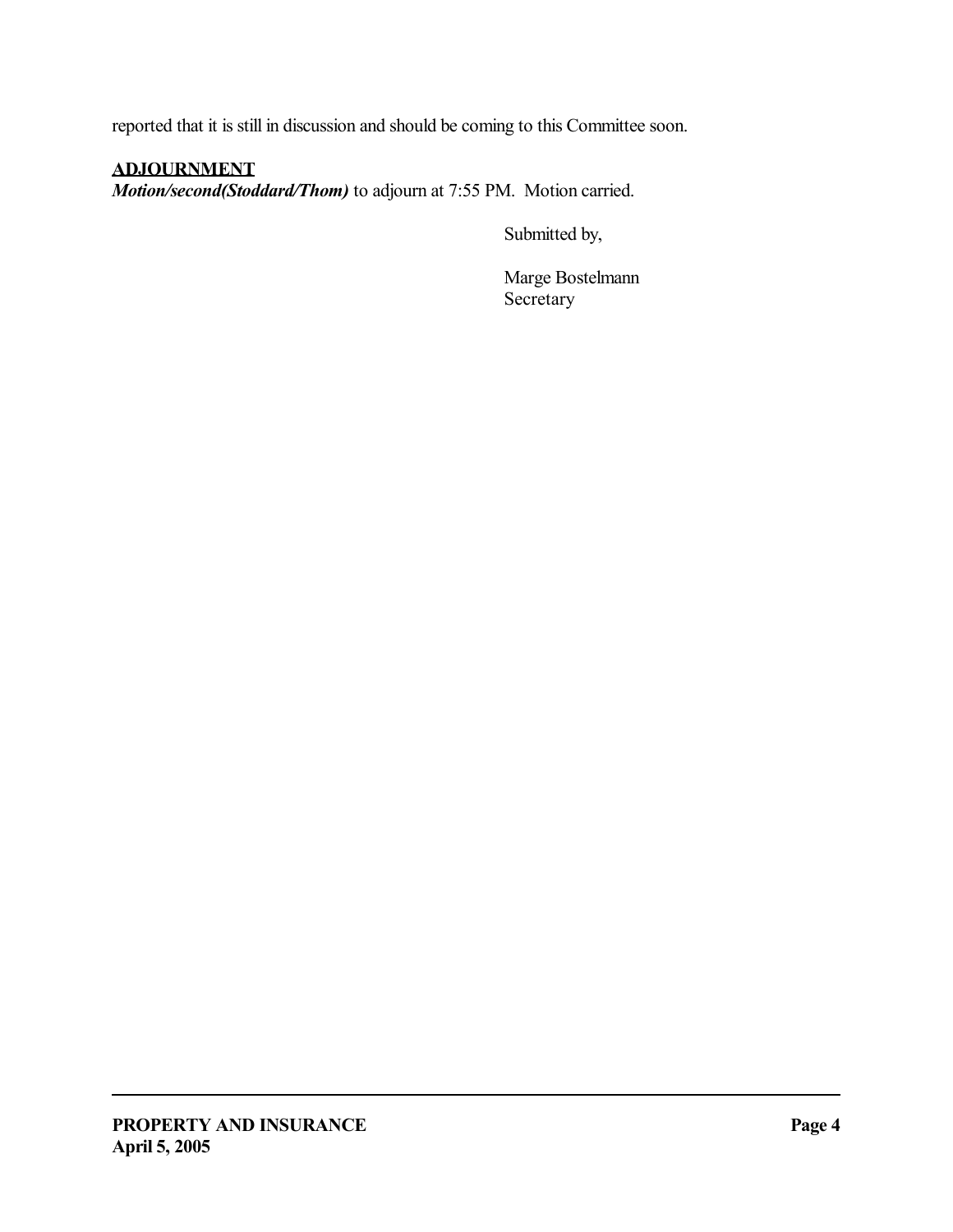reported that it is still in discussion and should be coming to this Committee soon.

**ADJOURNMENT**

***Motion/second(Stoddard/Thom)*** to adjourn at 7:55 PM. Motion carried.

Submitted by,

Marge Bostelmann
Secretary